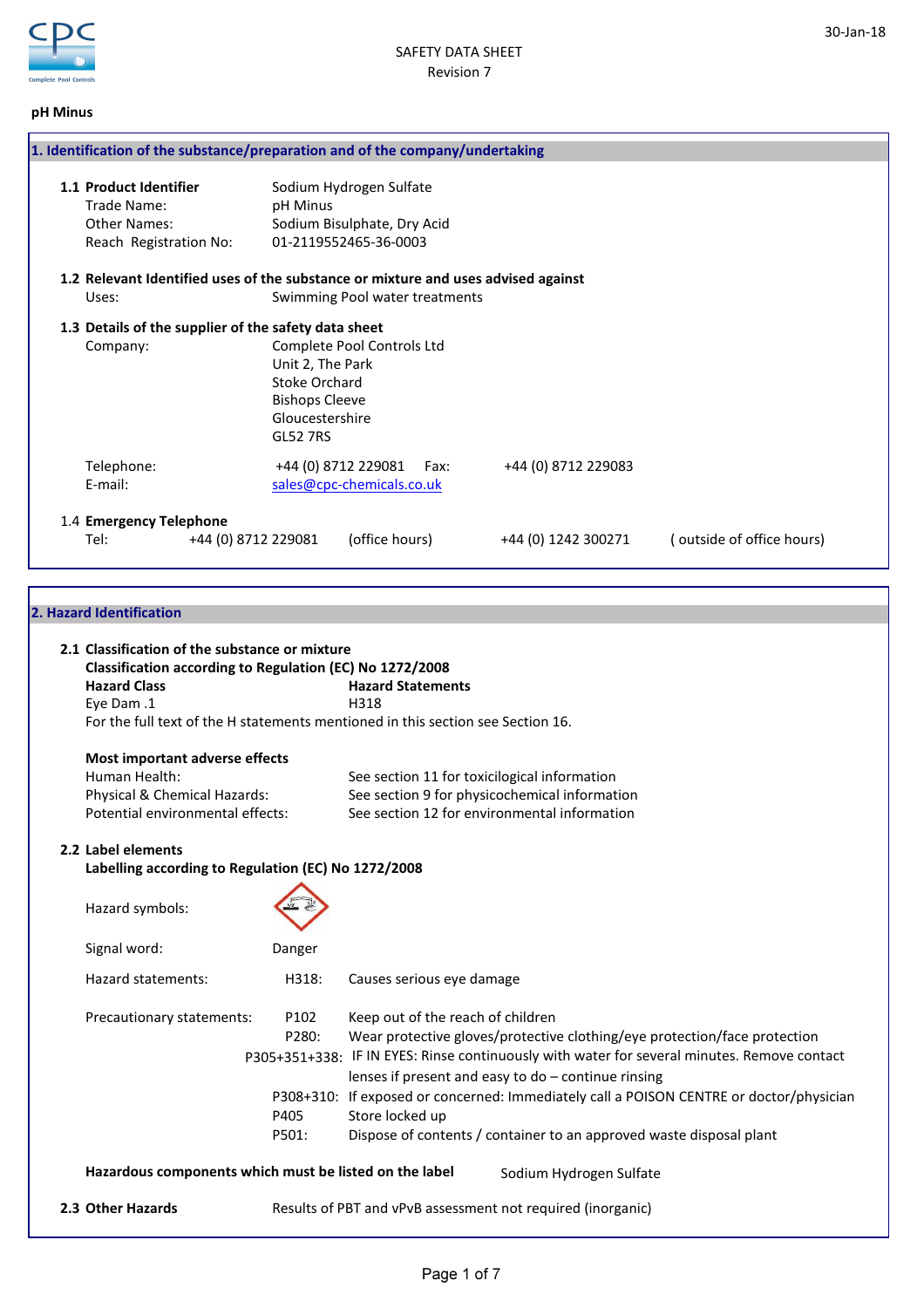30-Jan-18

SAFETY DATA SHEET
Revision 7

**pH Minus**

## 1. Identification of the substance/preparation and of the company/undertaking

**1.1 Product Identifier** Sodium Hydrogen Sulfate
Trade Name: pH Minus
Other Names: Sodium Bisulphate, Dry Acid
Reach Registration No: 01-2119552465-36-0003

**1.2 Relevant Identified uses of the substance or mixture and uses advised against**
Uses: Swimming Pool water treatments

**1.3 Details of the supplier of the safety data sheet**
Company: Complete Pool Controls Ltd
Unit 2, The Park
Stoke Orchard
Bishops Cleeve
Gloucestershire
GL52 7RS

Telephone: +44 (0) 8712 229081 Fax: +44 (0) 8712 229083
E-mail: sales@cpc-chemicals.co.uk

1.4 **Emergency Telephone**
Tel: +44 (0) 8712 229081 (office hours) +44 (0) 1242 300271 ( outside of office hours)

## 2. Hazard Identification

**2.1 Classification of the substance or mixture**
**Classification according to Regulation (EC) No 1272/2008**

| **Hazard Class** | **Hazard Statements** |
|---|---|
| Eye Dam .1 | H318 |

For the full text of the H statements mentioned in this section see Section 16.

**Most important adverse effects**
Human Health: See section 11 for toxicological information
Physical & Chemical Hazards: See section 9 for physicochemical information
Potential environmental effects: See section 12 for environmental information

**2.2 Label elements**
**Labelling according to Regulation (EC) No 1272/2008**

Hazard symbols:

Signal word: Danger

Hazard statements: H318: Causes serious eye damage

Precautionary statements:
- P102 Keep out of the reach of children
- P280: Wear protective gloves/protective clothing/eye protection/face protection
- P305+351+338: IF IN EYES: Rinse continuously with water for several minutes. Remove contact lenses if present and easy to do – continue rinsing
- P308+310: If exposed or concerned: Immediately call a POISON CENTRE or doctor/physician
- P405 Store locked up
- P501: Dispose of contents / container to an approved waste disposal plant

**Hazardous components which must be listed on the label** Sodium Hydrogen Sulfate

**2.3 Other Hazards** Results of PBT and vPvB assessment not required (inorganic)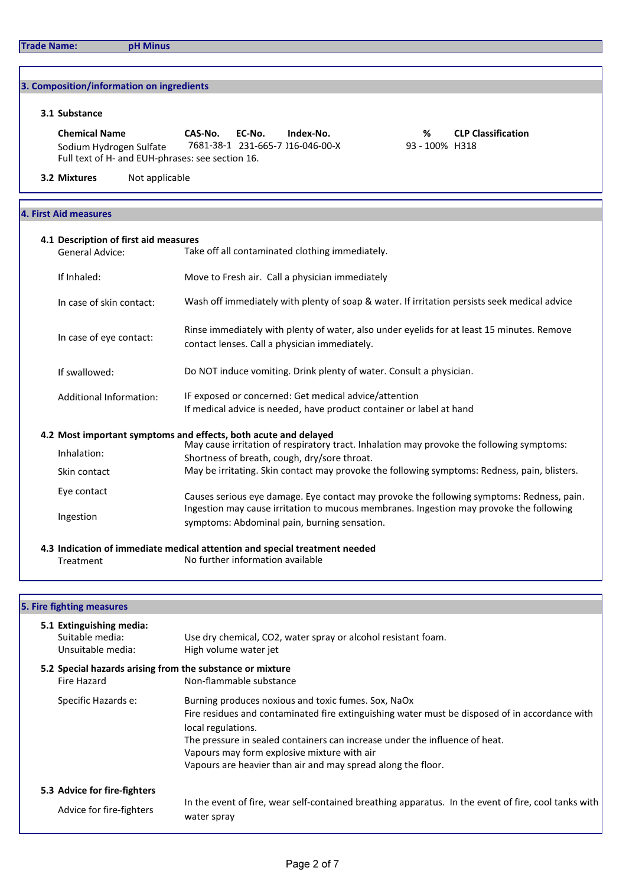**Trade Name:** **pH Minus**

## 3. Composition/information on ingredients

### 3.1 Substance

| Chemical Name | CAS-No. | EC-No. | Index-No. | % | CLP Classification |
|---|---|---|---|---|---|
| Sodium Hydrogen Sulfate | 7681-38-1 | 231-665-7 | )16-046-00-X | 93 - 100% | H318 |

Full text of H- and EUH-phrases: see section 16.

### 3.2 Mixtures

Not applicable

## 4. First Aid measures

### 4.1 Description of first aid measures

| | |
|---|---|
| General Advice: | Take off all contaminated clothing immediately. |
| If Inhaled: | Move to Fresh air. Call a physician immediately |
| In case of skin contact: | Wash off immediately with plenty of soap & water. If irritation persists seek medical advice |
| In case of eye contact: | Rinse immediately with plenty of water, also under eyelids for at least 15 minutes. Remove contact lenses. Call a physician immediately. |
| If swallowed: | Do NOT induce vomiting. Drink plenty of water. Consult a physician. |
| Additional Information: | IF exposed or concerned: Get medical advice/attention<br>If medical advice is needed, have product container or label at hand |

### 4.2 Most important symptoms and effects, both acute and delayed

| | |
|---|---|
| Inhalation: | May cause irritation of respiratory tract. Inhalation may provoke the following symptoms: Shortness of breath, cough, dry/sore throat. |
| Skin contact | May be irritating. Skin contact may provoke the following symptoms: Redness, pain, blisters. |
| Eye contact | Causes serious eye damage. Eye contact may provoke the following symptoms: Redness, pain. |
| Ingestion | Ingestion may cause irritation to mucous membranes. Ingestion may provoke the following symptoms: Abdominal pain, burning sensation. |

### 4.3 Indication of immediate medical attention and special treatment needed

| | |
|---|---|
| Treatment | No further information available |

## 5. Fire fighting measures

### 5.1 Extinguishing media:

| | |
|---|---|
| Suitable media: | Use dry chemical, $CO_2$, water spray or alcohol resistant foam. |
| Unsuitable media: | High volume water jet |

### 5.2 Special hazards arising from the substance or mixture

| | |
|---|---|
| Fire Hazard | Non-flammable substance |
| Specific Hazards e: | Burning produces noxious and toxic fumes. Sox, NaOx<br>Fire residues and contaminated fire extinguishing water must be disposed of in accordance with local regulations.<br>The pressure in sealed containers can increase under the influence of heat.<br>Vapours may form explosive mixture with air<br>Vapours are heavier than air and may spread along the floor. |

### 5.3 Advice for fire-fighters

| | |
|---|---|
| Advice for fire-fighters | In the event of fire, wear self-contained breathing apparatus. In the event of fire, cool tanks with water spray |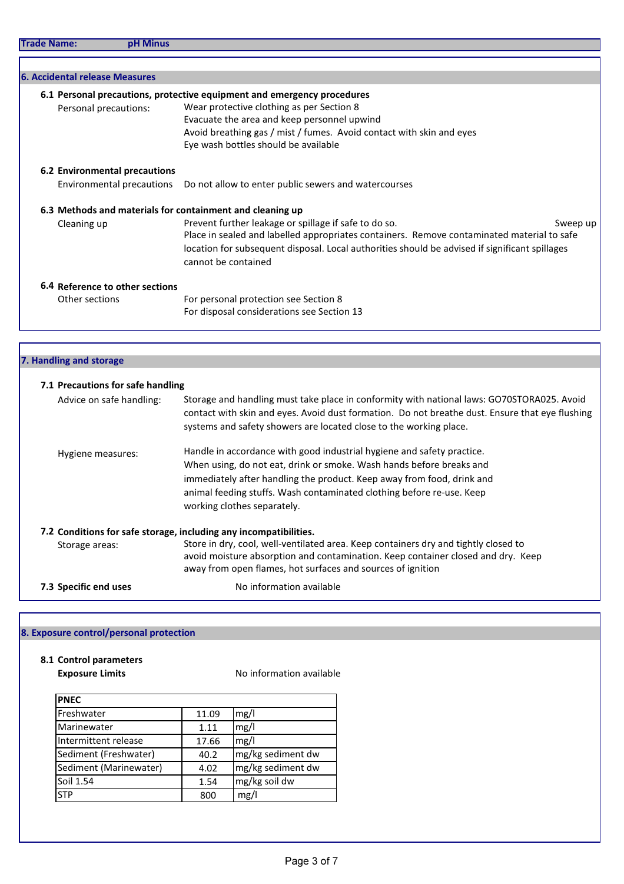**Trade Name:** pH Minus

## 6. Accidental release Measures

### 6.1 Personal precautions, protective equipment and emergency procedures

Personal precautions:
- Wear protective clothing as per Section 8
- Evacuate the area and keep personnel upwind
- Avoid breathing gas / mist / fumes. Avoid contact with skin and eyes
- Eye wash bottles should be available

### 6.2 Environmental precautions

Environmental precautions: Do not allow to enter public sewers and watercourses

### 6.3 Methods and materials for containment and cleaning up

Cleaning up: Prevent further leakage or spillage if safe to do so. Sweep up Place in sealed and labelled appropriates containers. Remove contaminated material to safe location for subsequent disposal. Local authorities should be advised if significant spillages cannot be contained

### 6.4 Reference to other sections

Other sections:
- For personal protection see Section 8
- For disposal considerations see Section 13

## 7. Handling and storage

### 7.1 Precautions for safe handling

Advice on safe handling: Storage and handling must take place in conformity with national laws: GO70STORA025. Avoid contact with skin and eyes. Avoid dust formation. Do not breathe dust. Ensure that eye flushing systems and safety showers are located close to the working place.

Hygiene measures: Handle in accordance with good industrial hygiene and safety practice. When using, do not eat, drink or smoke. Wash hands before breaks and immediately after handling the product. Keep away from food, drink and animal feeding stuffs. Wash contaminated clothing before re-use. Keep working clothes separately.

### 7.2 Conditions for safe storage, including any incompatibilities.

Storage areas: Store in dry, cool, well-ventilated area. Keep containers dry and tightly closed to avoid moisture absorption and contamination. Keep container closed and dry. Keep away from open flames, hot surfaces and sources of ignition

### 7.3 Specific end uses

No information available

## 8. Exposure control/personal protection

### 8.1 Control parameters

**Exposure Limits** No information available

| PNEC | | |
|---|---|---|
| Freshwater | 11.09 | mg/l |
| Marinewater | 1.11 | mg/l |
| Intermittent release | 17.66 | mg/l |
| Sediment (Freshwater) | 40.2 | mg/kg sediment dw |
| Sediment (Marinewater) | 4.02 | mg/kg sediment dw |
| Soil 1.54 | 1.54 | mg/kg soil dw |
| STP | 800 | mg/l |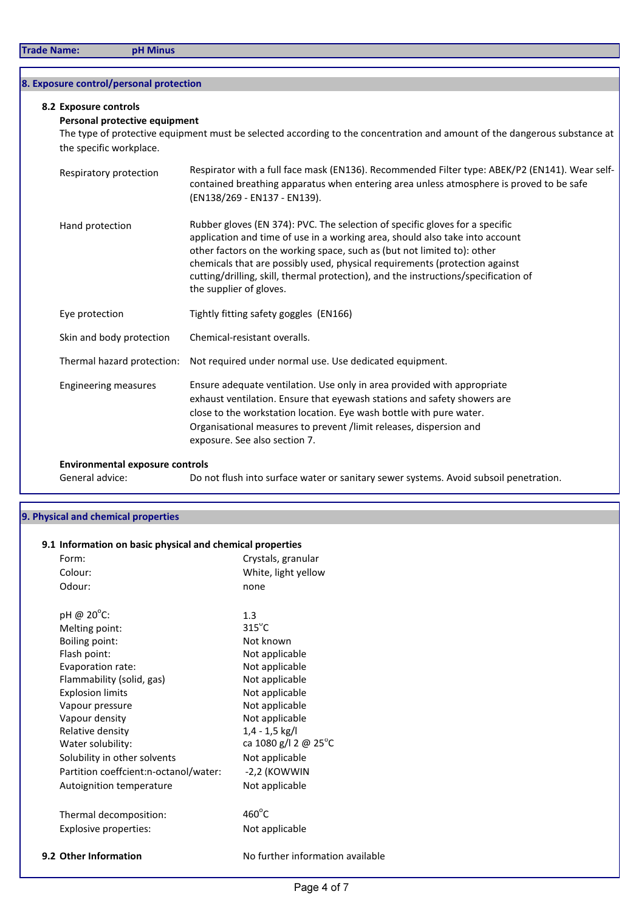## 8. Exposure control/personal protection

### 8.2 Exposure controls

**Personal protective equipment**

The type of protective equipment must be selected according to the concentration and amount of the dangerous substance at the specific workplace.

| | |
|---|---|
| Respiratory protection | Respirator with a full face mask (EN136). Recommended Filter type: ABEK/P2 (EN141). Wear self-contained breathing apparatus when entering area unless atmosphere is proved to be safe (EN138/269 - EN137 - EN139). |
| Hand protection | Rubber gloves (EN 374): PVC. The selection of specific gloves for a specific application and time of use in a working area, should also take into account other factors on the working space, such as (but not limited to): other chemicals that are possibly used, physical requirements (protection against cutting/drilling, skill, thermal protection), and the instructions/specification of the supplier of gloves. |
| Eye protection | Tightly fitting safety goggles (EN166) |
| Skin and body protection | Chemical-resistant overalls. |
| Thermal hazard protection: | Not required under normal use. Use dedicated equipment. |
| Engineering measures | Ensure adequate ventilation. Use only in area provided with appropriate exhaust ventilation. Ensure that eyewash stations and safety showers are close to the workstation location. Eye wash bottle with pure water. Organisational measures to prevent /limit releases, dispersion and exposure. See also section 7. |

**Environmental exposure controls**

| | |
|---|---|
| General advice: | Do not flush into surface water or sanitary sewer systems. Avoid subsoil penetration. |

## 9. Physical and chemical properties

### 9.1 Information on basic physical and chemical properties

| | |
|---|---|
| Form: | Crystals, granular |
| Colour: | White, light yellow |
| Odour: | none |
| pH @ 20°C: | 1.3 |
| Melting point: | 315°C |
| Boiling point: | Not known |
| Flash point: | Not applicable |
| Evaporation rate: | Not applicable |
| Flammability (solid, gas) | Not applicable |
| Explosion limits | Not applicable |
| Vapour pressure | Not applicable |
| Vapour density | Not applicable |
| Relative density | 1,4 - 1,5 kg/l |
| Water solubility: | ca 1080 g/l 2 @ 25°C |
| Solubility in other solvents | Not applicable |
| Partition coeffcient:n-octanol/water: | -2,2 (KOWWIN |
| Autoignition temperature | Not applicable |
| Thermal decomposition: | 460°C |
| Explosive properties: | Not applicable |

### 9.2 Other Information

No further information available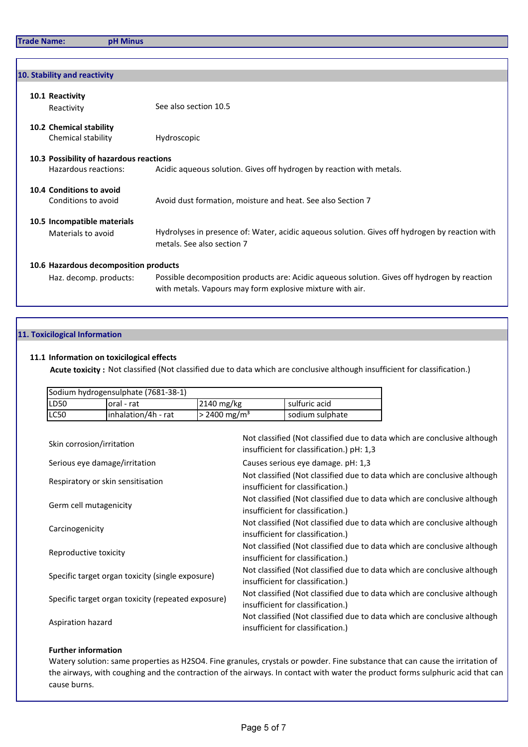## 10. Stability and reactivity

**10.1 Reactivity**

Reactivity: See also section 10.5

**10.2 Chemical stability**

Chemical stability: Hydroscopic

**10.3 Possibility of hazardous reactions**

Hazardous reactions: Acidic aqueous solution. Gives off hydrogen by reaction with metals.

**10.4 Conditions to avoid**

Conditions to avoid: Avoid dust formation, moisture and heat. See also Section 7

**10.5 Incompatible materials**

Materials to avoid: Hydrolyses in presence of: Water, acidic aqueous solution. Gives off hydrogen by reaction with metals. See also section 7

**10.6 Hazardous decomposition products**

Haz. decomp. products: Possible decomposition products are: Acidic aqueous solution. Gives off hydrogen by reaction with metals. Vapours may form explosive mixture with air.

## 11. Toxicilogical Information

**11.1 Information on toxicilogical effects**

**Acute toxicity :** Not classified (Not classified due to data which are conclusive although insufficient for classification.)

| Sodium hydrogensulphate (7681-38-1) | | | |
|---|---|---|---|
| LD50 | oral - rat | 2140 mg/kg | sulfuric acid |
| LC50 | inhalation/4h - rat | > 2400 mg/m³ | sodium sulphate |

| | |
|---|---|
| Skin corrosion/irritation | Not classified (Not classified due to data which are conclusive although insufficient for classification.) pH: 1,3 |
| Serious eye damage/irritation | Causes serious eye damage. pH: 1,3 |
| Respiratory or skin sensitisation | Not classified (Not classified due to data which are conclusive although insufficient for classification.) |
| Germ cell mutagenicity | Not classified (Not classified due to data which are conclusive although insufficient for classification.) |
| Carcinogenicity | Not classified (Not classified due to data which are conclusive although insufficient for classification.) |
| Reproductive toxicity | Not classified (Not classified due to data which are conclusive although insufficient for classification.) |
| Specific target organ toxicity (single exposure) | Not classified (Not classified due to data which are conclusive although insufficient for classification.) |
| Specific target organ toxicity (repeated exposure) | Not classified (Not classified due to data which are conclusive although insufficient for classification.) |
| Aspiration hazard | Not classified (Not classified due to data which are conclusive although insufficient for classification.) |

**Further information**

Watery solution: same properties as $H_2SO_4$. Fine granules, crystals or powder. Fine substance that can cause the irritation of the airways, with coughing and the contraction of the airways. In contact with water the product forms sulphuric acid that can cause burns.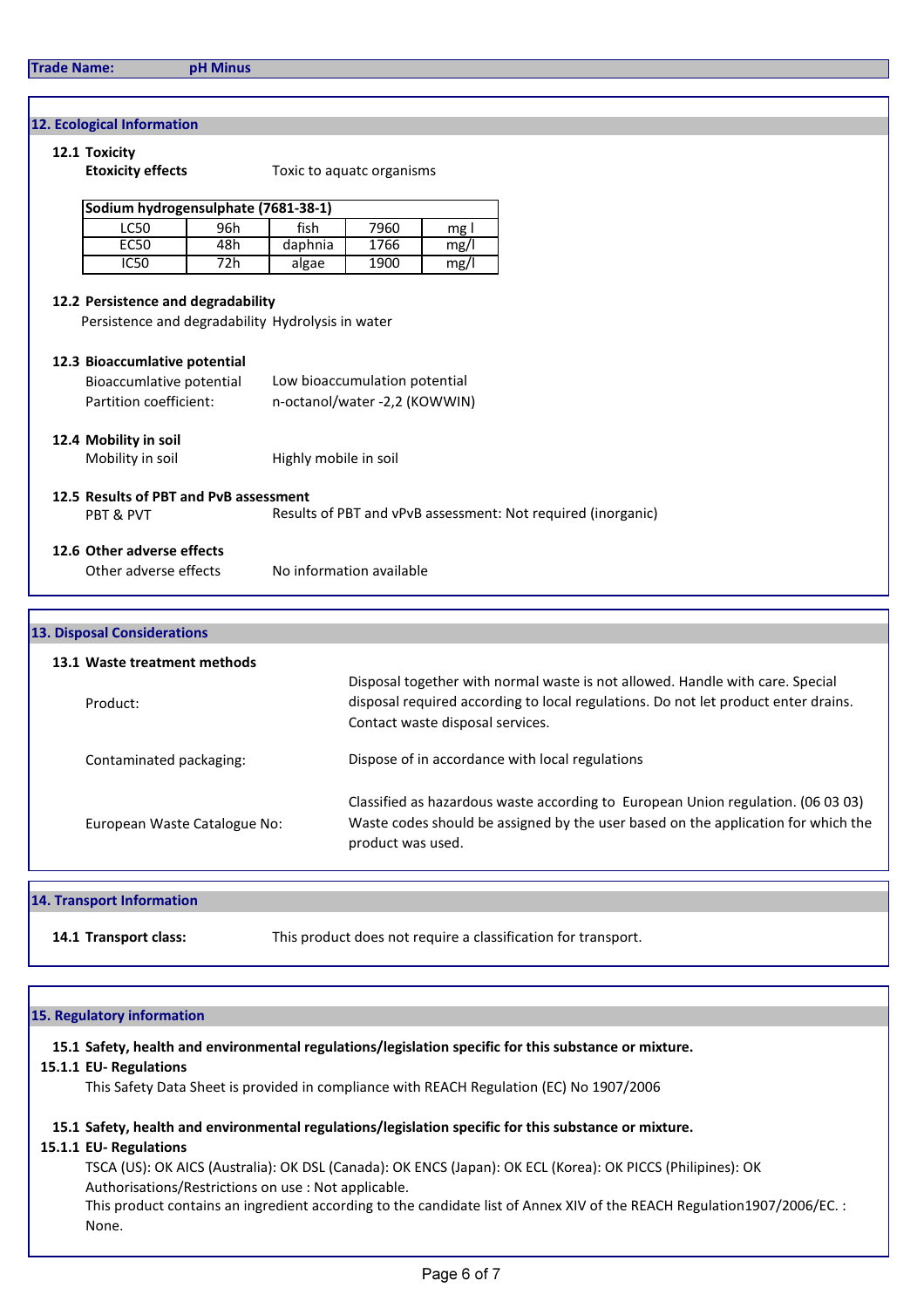**Trade Name:** pH Minus

## 12. Ecological Information

### 12.1 Toxicity

**Etoxicity effects** Toxic to aquatc organisms

| Sodium hydrogensulphate (7681-38-1) | | | | |
|---|---|---|---|---|
| LC50 | 96h | fish | 7960 | mg l |
| EC50 | 48h | daphnia | 1766 | mg/l |
| IC50 | 72h | algae | 1900 | mg/l |

### 12.2 Persistence and degradability

Persistence and degradability Hydrolysis in water

### 12.3 Bioaccumlative potential

Bioaccumlative potential Low bioaccumulation potential

Partition coefficient: n-octanol/water -2,2 (KOWWIN)

### 12.4 Mobility in soil

Mobility in soil Highly mobile in soil

### 12.5 Results of PBT and PvB assessment

PBT & PVT Results of PBT and vPvB assessment: Not required (inorganic)

### 12.6 Other adverse effects

Other adverse effects No information available

## 13. Disposal Considerations

### 13.1 Waste treatment methods

Product: Disposal together with normal waste is not allowed. Handle with care. Special disposal required according to local regulations. Do not let product enter drains. Contact waste disposal services.

Contaminated packaging: Dispose of in accordance with local regulations

European Waste Catalogue No: Classified as hazardous waste according to European Union regulation. (06 03 03) Waste codes should be assigned by the user based on the application for which the product was used.

## 14. Transport Information

**14.1 Transport class:** This product does not require a classification for transport.

## 15. Regulatory information

**15.1 Safety, health and environmental regulations/legislation specific for this substance or mixture.**

**15.1.1 EU- Regulations**

This Safety Data Sheet is provided in compliance with REACH Regulation (EC) No 1907/2006

**15.1 Safety, health and environmental regulations/legislation specific for this substance or mixture.**

**15.1.1 EU- Regulations**

TSCA (US): OK AICS (Australia): OK DSL (Canada): OK ENCS (Japan): OK ECL (Korea): OK PICCS (Philipines): OK

Authorisations/Restrictions on use : Not applicable.

This product contains an ingredient according to the candidate list of Annex XIV of the REACH Regulation1907/2006/EC. : None.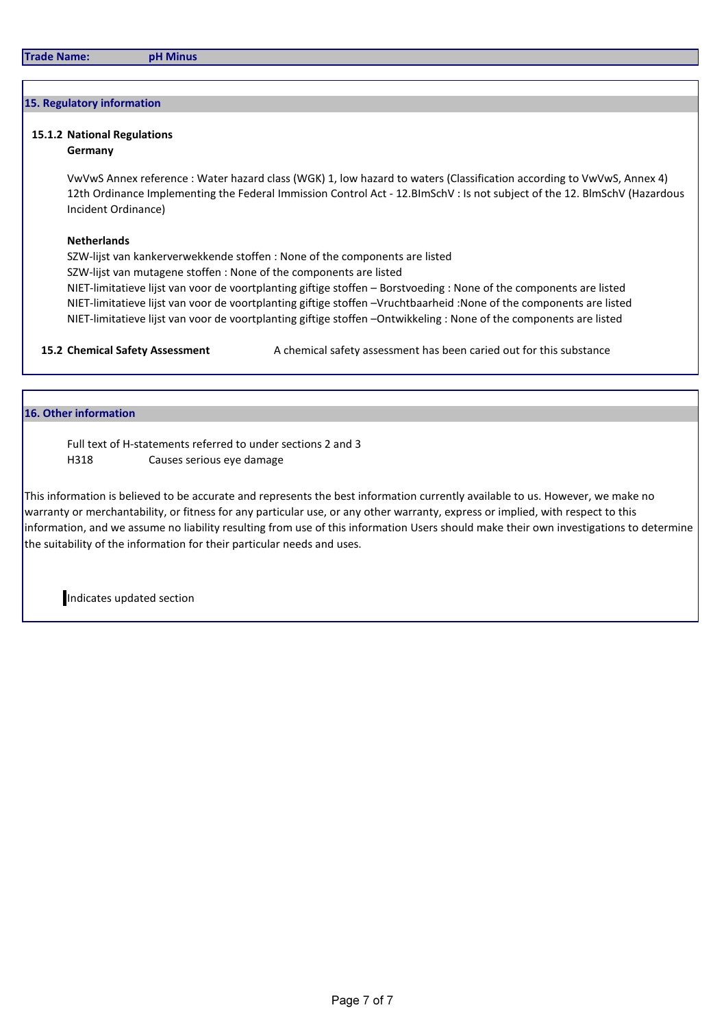**Trade Name:** pH Minus

## 15. Regulatory information

### 15.1.2 National Regulations

**Germany**

VwVwS Annex reference : Water hazard class (WGK) 1, low hazard to waters (Classification according to VwVwS, Annex 4)
12th Ordinance Implementing the Federal Immission Control Act - 12.BImSchV : Is not subject of the 12. BlmSchV (Hazardous Incident Ordinance)

**Netherlands**

SZW-lijst van kankerverwekkende stoffen : None of the components are listed
SZW-lijst van mutagene stoffen : None of the components are listed
NIET-limitatieve lijst van voor de voortplanting giftige stoffen – Borstvoeding : None of the components are listed
NIET-limitatieve lijst van voor de voortplanting giftige stoffen –Vruchtbaarheid :None of the components are listed
NIET-limitatieve lijst van voor de voortplanting giftige stoffen –Ontwikkeling : None of the components are listed

**15.2 Chemical Safety Assessment** A chemical safety assessment has been caried out for this substance

## 16. Other information

Full text of H-statements referred to under sections 2 and 3

H318 Causes serious eye damage

This information is believed to be accurate and represents the best information currently available to us. However, we make no warranty or merchantability, or fitness for any particular use, or any other warranty, express or implied, with respect to this information, and we assume no liability resulting from use of this information Users should make their own investigations to determine the suitability of the information for their particular needs and uses.

Indicates updated section